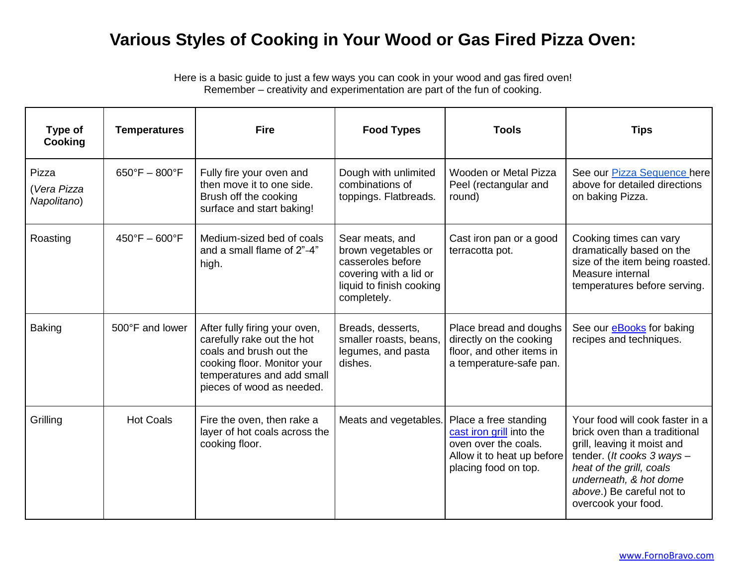# Various Styles of Cooking in Your Wood or Gas Fired Pizza Oven:

Here is a basic guide to just a few ways you can cook in your wood and gas fired oven!
Remember – creativity and experimentation are part of the fun of cooking.

| Type of Cooking | Temperatures | Fire | Food Types | Tools | Tips |
|---|---|---|---|---|---|
| Pizza (*Vera Pizza Napolitano*) | 650°F – 800°F | Fully fire your oven and then move it to one side. Brush off the cooking surface and start baking! | Dough with unlimited combinations of toppings. Flatbreads. | Wooden or Metal Pizza Peel (rectangular and round) | See our Pizza Sequence here above for detailed directions on baking Pizza. |
| Roasting | 450°F – 600°F | Medium-sized bed of coals and a small flame of 2”-4” high. | Sear meats, and brown vegetables or casseroles before covering with a lid or liquid to finish cooking completely. | Cast iron pan or a good terracotta pot. | Cooking times can vary dramatically based on the size of the item being roasted. Measure internal temperatures before serving. |
| Baking | 500°F and lower | After fully firing your oven, carefully rake out the hot coals and brush out the cooking floor. Monitor your temperatures and add small pieces of wood as needed. | Breads, desserts, smaller roasts, beans, legumes, and pasta dishes. | Place bread and doughs directly on the cooking floor, and other items in a temperature-safe pan. | See our eBooks for baking recipes and techniques. |
| Grilling | Hot Coals | Fire the oven, then rake a layer of hot coals across the cooking floor. | Meats and vegetables. | Place a free standing cast iron grill into the oven over the coals. Allow it to heat up before placing food on top. | Your food will cook faster in a brick oven than a traditional grill, leaving it moist and tender. (*It cooks 3 ways – heat of the grill, coals underneath, & hot dome above*.) Be careful not to overcook your food. |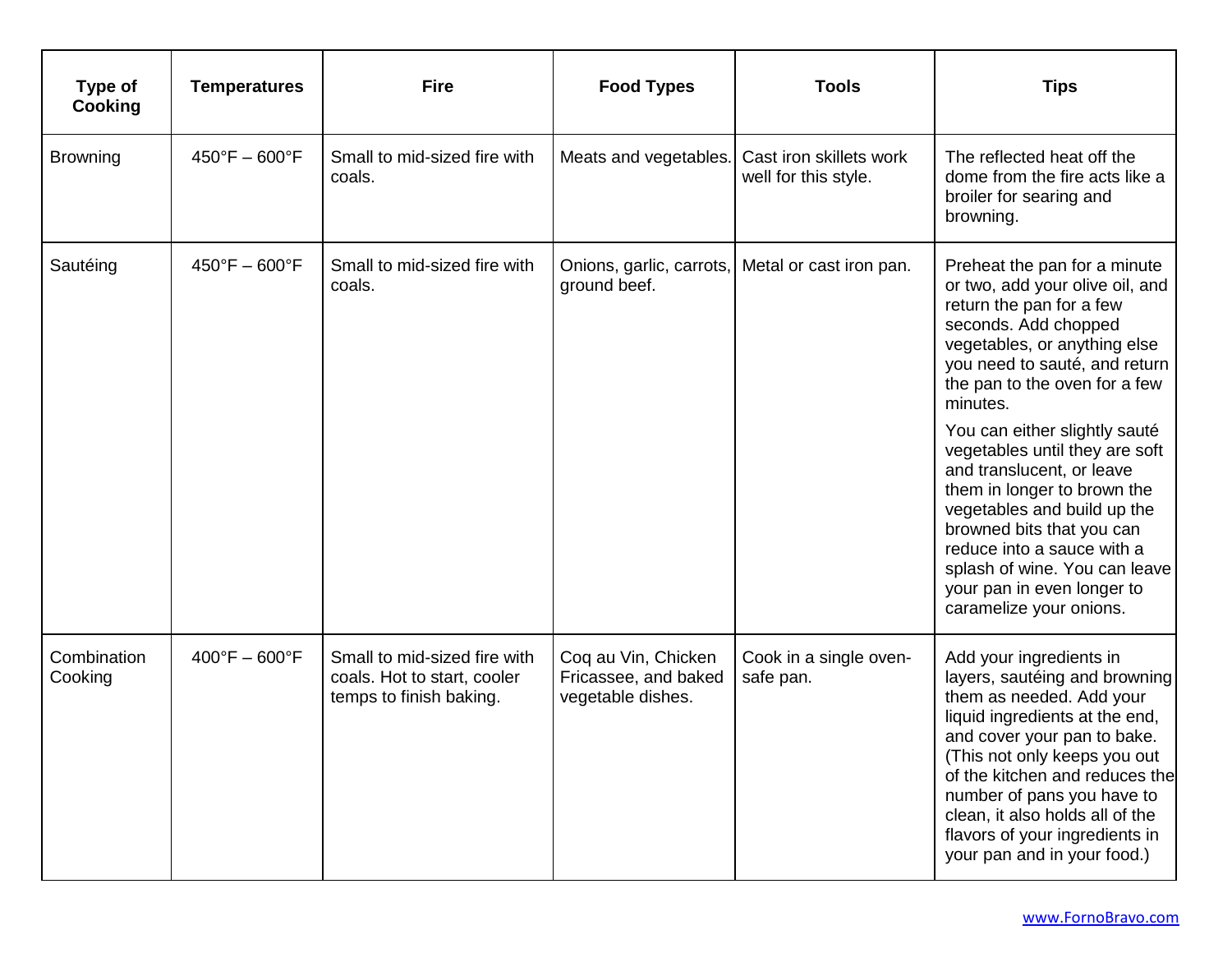| Type of Cooking | Temperatures | Fire | Food Types | Tools | Tips |
|---|---|---|---|---|---|
| Browning | 450°F – 600°F | Small to mid-sized fire with coals. | Meats and vegetables. | Cast iron skillets work well for this style. | The reflected heat off the dome from the fire acts like a broiler for searing and browning. |
| Sautéing | 450°F – 600°F | Small to mid-sized fire with coals. | Onions, garlic, carrots, ground beef. | Metal or cast iron pan. | Preheat the pan for a minute or two, add your olive oil, and return the pan for a few seconds. Add chopped vegetables, or anything else you need to sauté, and return the pan to the oven for a few minutes.<br><br>You can either slightly sauté vegetables until they are soft and translucent, or leave them in longer to brown the vegetables and build up the browned bits that you can reduce into a sauce with a splash of wine. You can leave your pan in even longer to caramelize your onions. |
| Combination Cooking | 400°F – 600°F | Small to mid-sized fire with coals. Hot to start, cooler temps to finish baking. | Coq au Vin, Chicken Fricassee, and baked vegetable dishes. | Cook in a single oven-safe pan. | Add your ingredients in layers, sautéing and browning them as needed. Add your liquid ingredients at the end, and cover your pan to bake. (This not only keeps you out of the kitchen and reduces the number of pans you have to clean, it also holds all of the flavors of your ingredients in your pan and in your food.) |

www.FornoBravo.com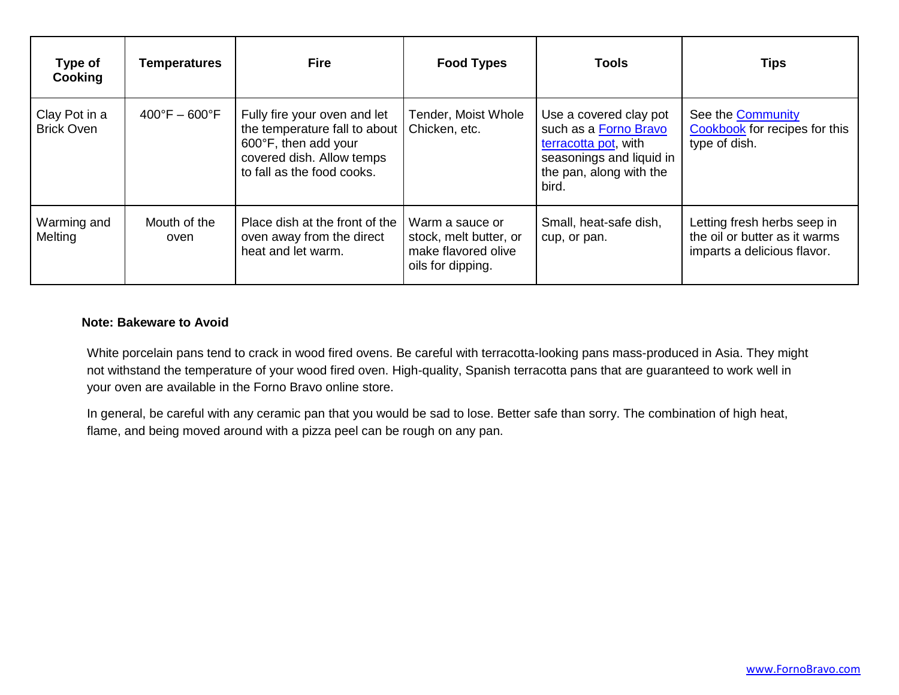| Type of Cooking | Temperatures | Fire | Food Types | Tools | Tips |
|---|---|---|---|---|---|
| Clay Pot in a Brick Oven | 400°F – 600°F | Fully fire your oven and let the temperature fall to about 600°F, then add your covered dish. Allow temps to fall as the food cooks. | Tender, Moist Whole Chicken, etc. | Use a covered clay pot such as a Forno Bravo terracotta pot, with seasonings and liquid in the pan, along with the bird. | See the Community Cookbook for recipes for this type of dish. |
| Warming and Melting | Mouth of the oven | Place dish at the front of the oven away from the direct heat and let warm. | Warm a sauce or stock, melt butter, or make flavored olive oils for dipping. | Small, heat-safe dish, cup, or pan. | Letting fresh herbs seep in the oil or butter as it warms imparts a delicious flavor. |

**Note: Bakeware to Avoid**

White porcelain pans tend to crack in wood fired ovens. Be careful with terracotta-looking pans mass-produced in Asia. They might not withstand the temperature of your wood fired oven. High-quality, Spanish terracotta pans that are guaranteed to work well in your oven are available in the Forno Bravo online store.

In general, be careful with any ceramic pan that you would be sad to lose. Better safe than sorry. The combination of high heat, flame, and being moved around with a pizza peel can be rough on any pan.